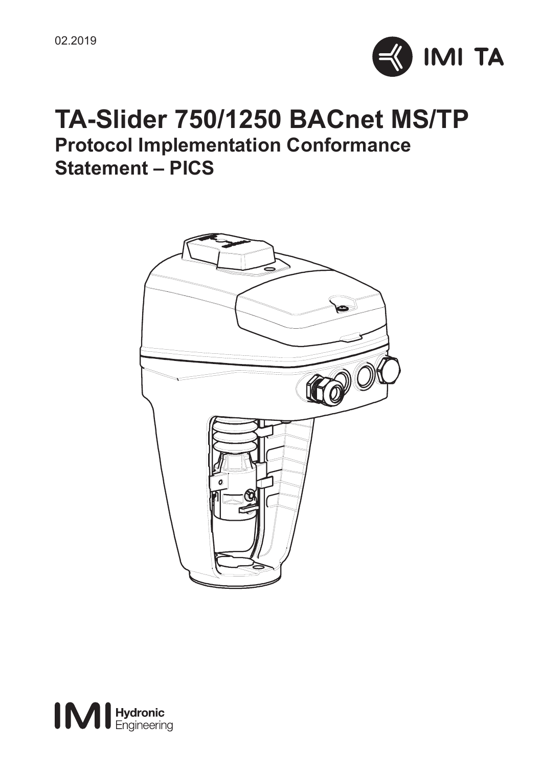02.2019

IMI TA

# TA-Slider 750/1250 BACnet MS/TP

## Protocol Implementation Conformance Statement – PICS

IMI Hydronic Engineering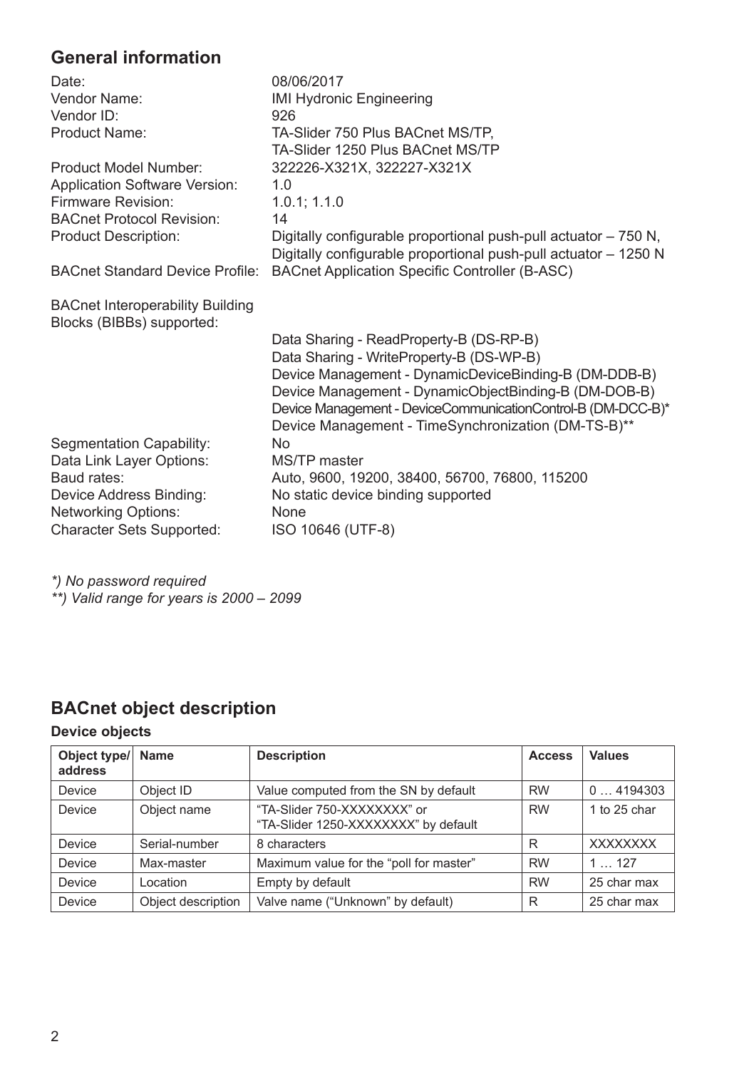## General information

| | |
|---|---|
| Date: | 08/06/2017 |
| Vendor Name: | IMI Hydronic Engineering |
| Vendor ID: | 926 |
| Product Name: | TA-Slider 750 Plus BACnet MS/TP,<br>TA-Slider 1250 Plus BACnet MS/TP |
| Product Model Number: | 322226-X321X, 322227-X321X |
| Application Software Version: | 1.0 |
| Firmware Revision: | 1.0.1; 1.1.0 |
| BACnet Protocol Revision: | 14 |
| Product Description: | Digitally configurable proportional push-pull actuator – 750 N,<br>Digitally configurable proportional push-pull actuator – 1250 N |
| BACnet Standard Device Profile: | BACnet Application Specific Controller (B-ASC) |
| BACnet Interoperability Building Blocks (BIBBs) supported: | Data Sharing - ReadProperty-B (DS-RP-B)<br>Data Sharing - WriteProperty-B (DS-WP-B)<br>Device Management - DynamicDeviceBinding-B (DM-DDB-B)<br>Device Management - DynamicObjectBinding-B (DM-DOB-B)<br>Device Management - DeviceCommunicationControl-B (DM-DCC-B)*<br>Device Management - TimeSynchronization (DM-TS-B)** |
| Segmentation Capability: | No |
| Data Link Layer Options: | MS/TP master |
| Baud rates: | Auto, 9600, 19200, 38400, 56700, 76800, 115200 |
| Device Address Binding: | No static device binding supported |
| Networking Options: | None |
| Character Sets Supported: | ISO 10646 (UTF-8) |

*\*) No password required*
*\*\*) Valid range for years is 2000 – 2099*

## BACnet object description

### Device objects

| Object type/ address | Name | Description | Access | Values |
|---|---|---|---|---|
| Device | Object ID | Value computed from the SN by default | RW | 0 … 4194303 |
| Device | Object name | "TA-Slider 750-XXXXXXXX" or "TA-Slider 1250-XXXXXXXX" by default | RW | 1 to 25 char |
| Device | Serial-number | 8 characters | R | XXXXXXXX |
| Device | Max-master | Maximum value for the "poll for master" | RW | 1 … 127 |
| Device | Location | Empty by default | RW | 25 char max |
| Device | Object description | Valve name ("Unknown" by default) | R | 25 char max |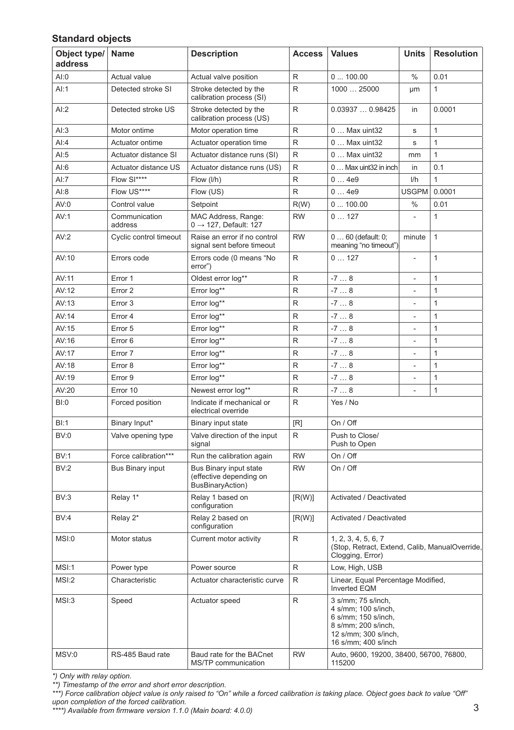## Standard objects

| Object type/ address | Name | Description | Access | Values | Units | Resolution |
|---|---|---|---|---|---|---|
| AI:0 | Actual value | Actual valve position | R | 0 ... 100.00 | % | 0.01 |
| AI:1 | Detected stroke SI | Stroke detected by the calibration process (SI) | R | 1000 … 25000 | µm | 1 |
| AI:2 | Detected stroke US | Stroke detected by the calibration process (US) | R | 0.03937 … 0.98425 | in | 0.0001 |
| AI:3 | Motor ontime | Motor operation time | R | 0 … Max uint32 | s | 1 |
| AI:4 | Actuator ontime | Actuator operation time | R | 0 … Max uint32 | s | 1 |
| AI:5 | Actuator distance SI | Actuator distance runs (SI) | R | 0 … Max uint32 | mm | 1 |
| AI:6 | Actuator distance US | Actuator distance runs (US) | R | 0 … Max uint32 in inch | in | 0.1 |
| AI:7 | Flow SI**** | Flow (l/h) | R | 0 … 4e9 | l/h | 1 |
| AI:8 | Flow US**** | Flow (US) | R | 0 … 4e9 | USGPM | 0.0001 |
| AV:0 | Control value | Setpoint | R(W) | 0 ... 100.00 | % | 0.01 |
| AV:1 | Communication address | MAC Address, Range: 0 → 127, Default: 127 | RW | 0 … 127 | - | 1 |
| AV:2 | Cyclic control timeout | Raise an error if no control signal sent before timeout | RW | 0 … 60 (default: 0; meaning "no timeout") | minute | 1 |
| AV:10 | Errors code | Errors code (0 means "No error") | R | 0 … 127 | - | 1 |
| AV:11 | Error 1 | Oldest error log** | R | -7 … 8 | - | 1 |
| AV:12 | Error 2 | Error log** | R | -7 … 8 | - | 1 |
| AV:13 | Error 3 | Error log** | R | -7 … 8 | - | 1 |
| AV:14 | Error 4 | Error log** | R | -7 … 8 | - | 1 |
| AV:15 | Error 5 | Error log** | R | -7 … 8 | - | 1 |
| AV:16 | Error 6 | Error log** | R | -7 … 8 | - | 1 |
| AV:17 | Error 7 | Error log** | R | -7 … 8 | - | 1 |
| AV:18 | Error 8 | Error log** | R | -7 … 8 | - | 1 |
| AV:19 | Error 9 | Error log** | R | -7 … 8 | - | 1 |
| AV:20 | Error 10 | Newest error log** | R | -7 … 8 | - | 1 |
| BI:0 | Forced position | Indicate if mechanical or electrical override | R | Yes / No | | |
| BI:1 | Binary Input* | Binary input state | [R] | On / Off | | |
| BV:0 | Valve opening type | Valve direction of the input signal | R | Push to Close/ Push to Open | | |
| BV:1 | Force calibration*** | Run the calibration again | RW | On / Off | | |
| BV:2 | Bus Binary input | Bus Binary input state (effective depending on BusBinaryAction) | RW | On / Off | | |
| BV:3 | Relay 1* | Relay 1 based on configuration | [R(W)] | Activated / Deactivated | | |
| BV:4 | Relay 2* | Relay 2 based on configuration | [R(W)] | Activated / Deactivated | | |
| MSI:0 | Motor status | Current motor activity | R | 1, 2, 3, 4, 5, 6, 7 (Stop, Retract, Extend, Calib, ManualOverride, Clogging, Error) | | |
| MSI:1 | Power type | Power source | R | Low, High, USB | | |
| MSI:2 | Characteristic | Actuator characteristic curve | R | Linear, Equal Percentage Modified, Inverted EQM | | |
| MSI:3 | Speed | Actuator speed | R | 3 s/mm; 75 s/inch, 4 s/mm; 100 s/inch, 6 s/mm; 150 s/inch, 8 s/mm; 200 s/inch, 12 s/mm; 300 s/inch, 16 s/mm; 400 s/inch | | |
| MSV:0 | RS-485 Baud rate | Baud rate for the BACnet MS/TP communication | RW | Auto, 9600, 19200, 38400, 56700, 76800, 115200 | | |

*\*) Only with relay option.*

*\*\*) Timestamp of the error and short error description.*

*\*\*\*) Force calibration object value is only raised to "On" while a forced calibration is taking place. Object goes back to value "Off" upon completion of the forced calibration.*

*\*\*\*\*) Available from firmware version 1.1.0 (Main board: 4.0.0)*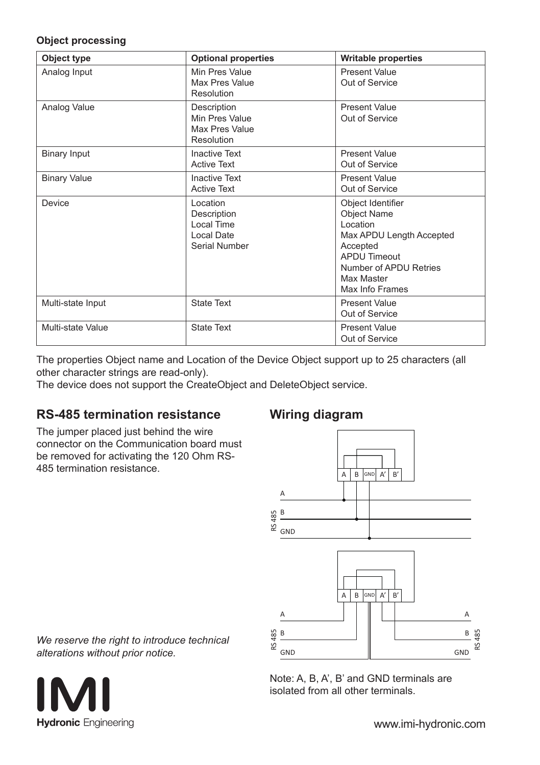**Object processing**

| Object type | Optional properties | Writable properties |
|---|---|---|
| Analog Input | Min Pres Value<br>Max Pres Value<br>Resolution | Present Value<br>Out of Service |
| Analog Value | Description<br>Min Pres Value<br>Max Pres Value<br>Resolution | Present Value<br>Out of Service |
| Binary Input | Inactive Text<br>Active Text | Present Value<br>Out of Service |
| Binary Value | Inactive Text<br>Active Text | Present Value<br>Out of Service |
| Device | Location<br>Description<br>Local Time<br>Local Date<br>Serial Number | Object Identifier<br>Object Name<br>Location<br>Max APDU Length Accepted<br>Accepted<br>APDU Timeout<br>Number of APDU Retries<br>Max Master<br>Max Info Frames |
| Multi-state Input | State Text | Present Value<br>Out of Service |
| Multi-state Value | State Text | Present Value<br>Out of Service |

The properties Object name and Location of the Device Object support up to 25 characters (all other character strings are read-only).
The device does not support the CreateObject and DeleteObject service.

## RS-485 termination resistance

The jumper placed just behind the wire connector on the Communication board must be removed for activating the 120 Ohm RS-485 termination resistance.

## Wiring diagram

A B GND A' B'

A
B
GND
RS 485

A B GND A' B'

A
B
GND
RS 485

A
B
GND
RS 485

Note: A, B, A', B' and GND terminals are isolated from all other terminals.

*We reserve the right to introduce technical alterations without prior notice.*

IMI
**Hydronic** Engineering

www.imi-hydronic.com